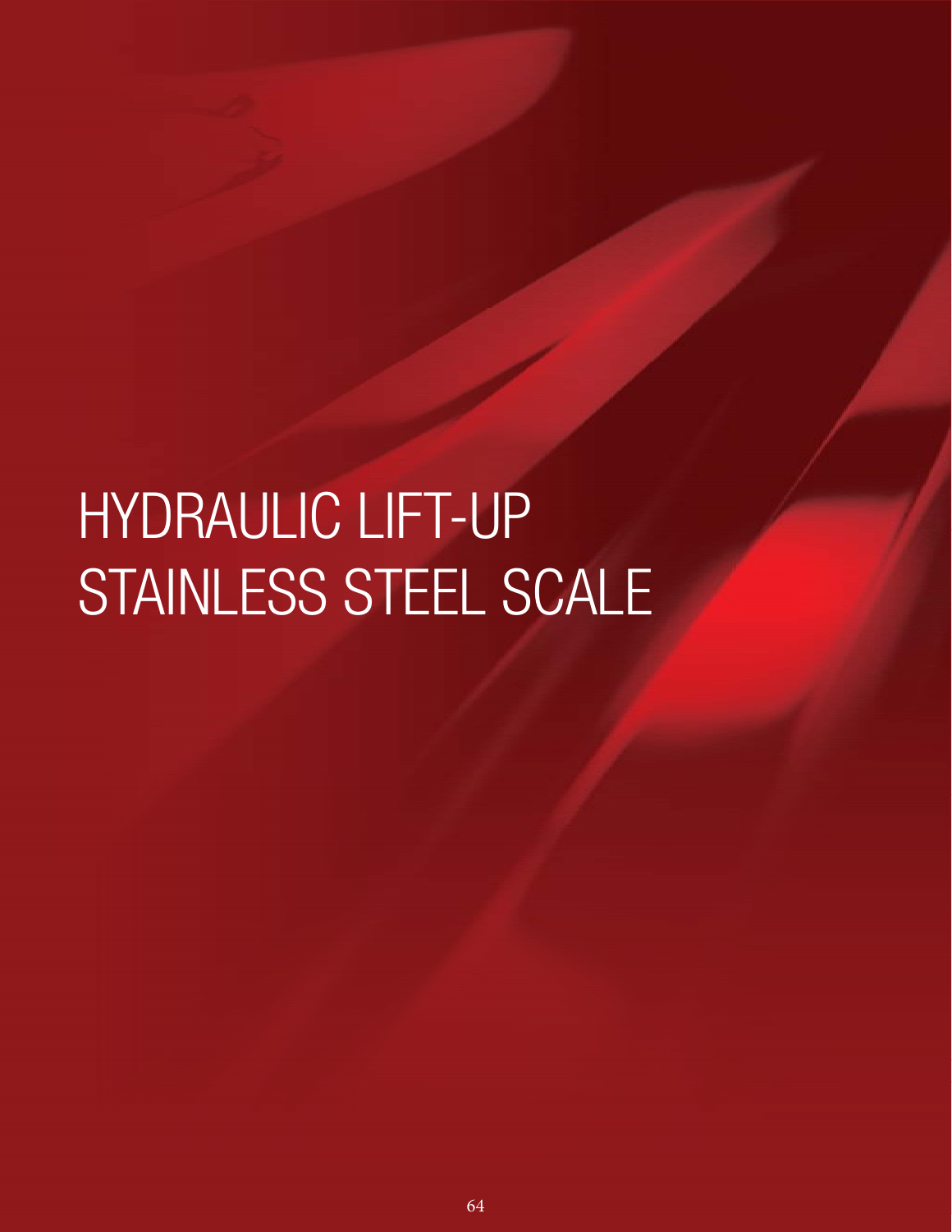# HYDRAULIC LIFT-UP STAINLESS STEEL SCALE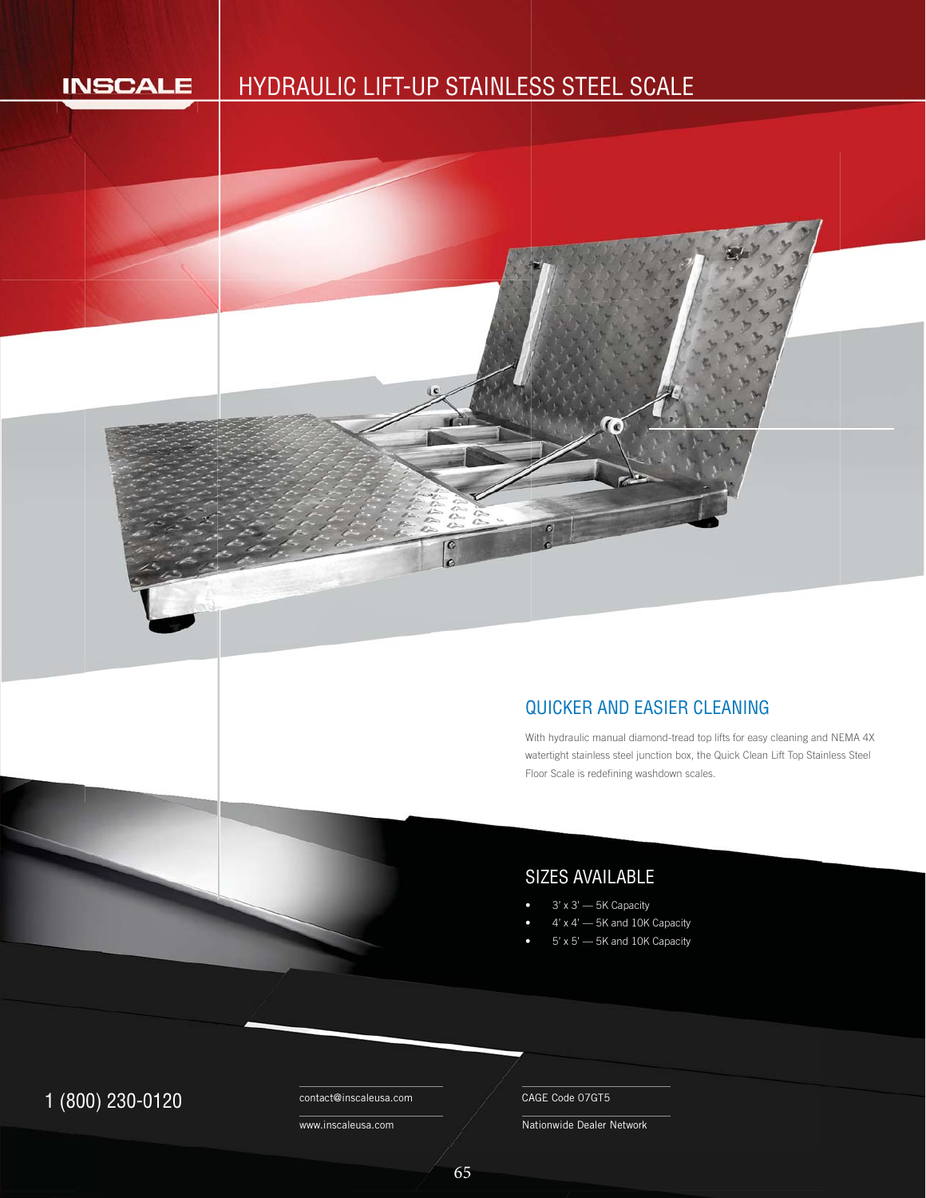INSCALE

# HYDRAULIC LIFT-UP STAINLESS STEEL SCALE

## QUICKER AND EASIER CLEANING

With hydraulic manual diamond-tread top lifts for easy cleaning and NEMA 4X watertight stainless steel junction box, the Quick Clean Lift Top Stainless Steel Floor Scale is redefining washdown scales.

## SIZES AVAILABLE

- 3' x 3' — 5K Capacity
- 4' x 4' — 5K and 10K Capacity
- 5' x 5' — 5K and 10K Capacity

1 (800) 230-0120

contact@inscaleusa.com

www.inscaleusa.com

CAGE Code 07GT5

Nationwide Dealer Network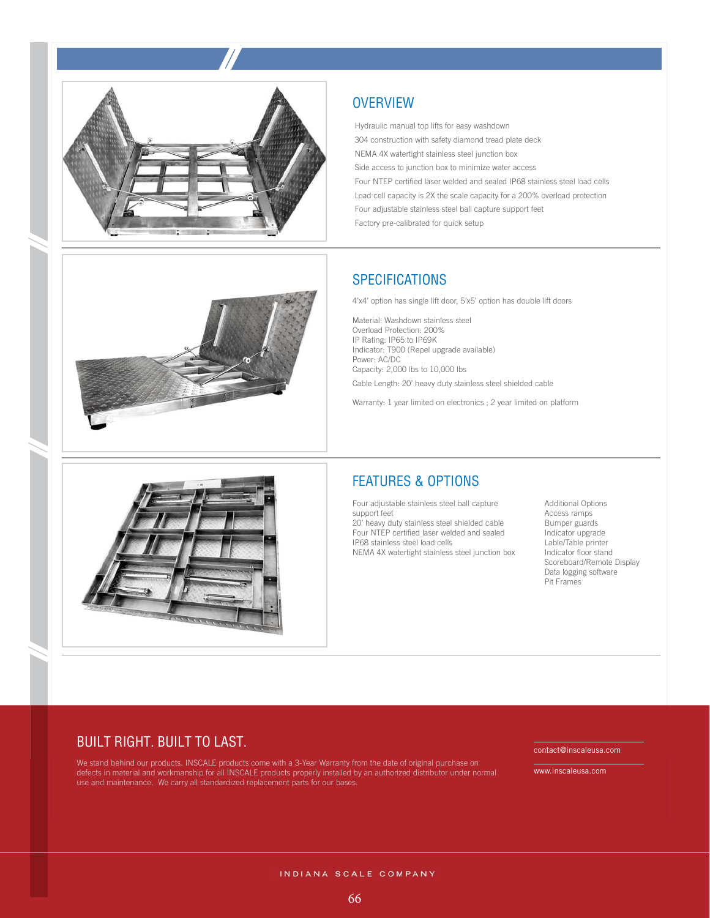## OVERVIEW

- Hydraulic manual top lifts for easy washdown
- 304 construction with safety diamond tread plate deck
- NEMA 4X watertight stainless steel junction box
- Side access to junction box to minimize water access
- Four NTEP certified laser welded and sealed IP68 stainless steel load cells
- Load cell capacity is 2X the scale capacity for a 200% overload protection
- Four adjustable stainless steel ball capture support feet
- Factory pre-calibrated for quick setup

## SPECIFICATIONS

4'x4' option has single lift door, 5'x5' option has double lift doors

Material: Washdown stainless steel
Overload Protection: 200%
IP Rating: IP65 to IP69K
Indicator: T900 (Repel upgrade available)
Power: AC/DC
Capacity: 2,000 lbs to 10,000 lbs

Cable Length: 20' heavy duty stainless steel shielded cable

Warranty: 1 year limited on electronics ; 2 year limited on platform

## FEATURES & OPTIONS

Four adjustable stainless steel ball capture support feet
20' heavy duty stainless steel shielded cable
Four NTEP certified laser welded and sealed IP68 stainless steel load cells
NEMA 4X watertight stainless steel junction box

Additional Options
Access ramps
Bumper guards
Indicator upgrade
Lable/Table printer
Indicator floor stand
Scoreboard/Remote Display
Data logging software
Pit Frames

## BUILT RIGHT. BUILT TO LAST.

We stand behind our products. INSCALE products come with a 3-Year Warranty from the date of original purchase on defects in material and workmanship for all INSCALE products properly installed by an authorized distributor under normal use and maintenance. We carry all standardized replacement parts for our bases.

contact@inscaleusa.com

www.inscaleusa.com

INDIANA SCALE COMPANY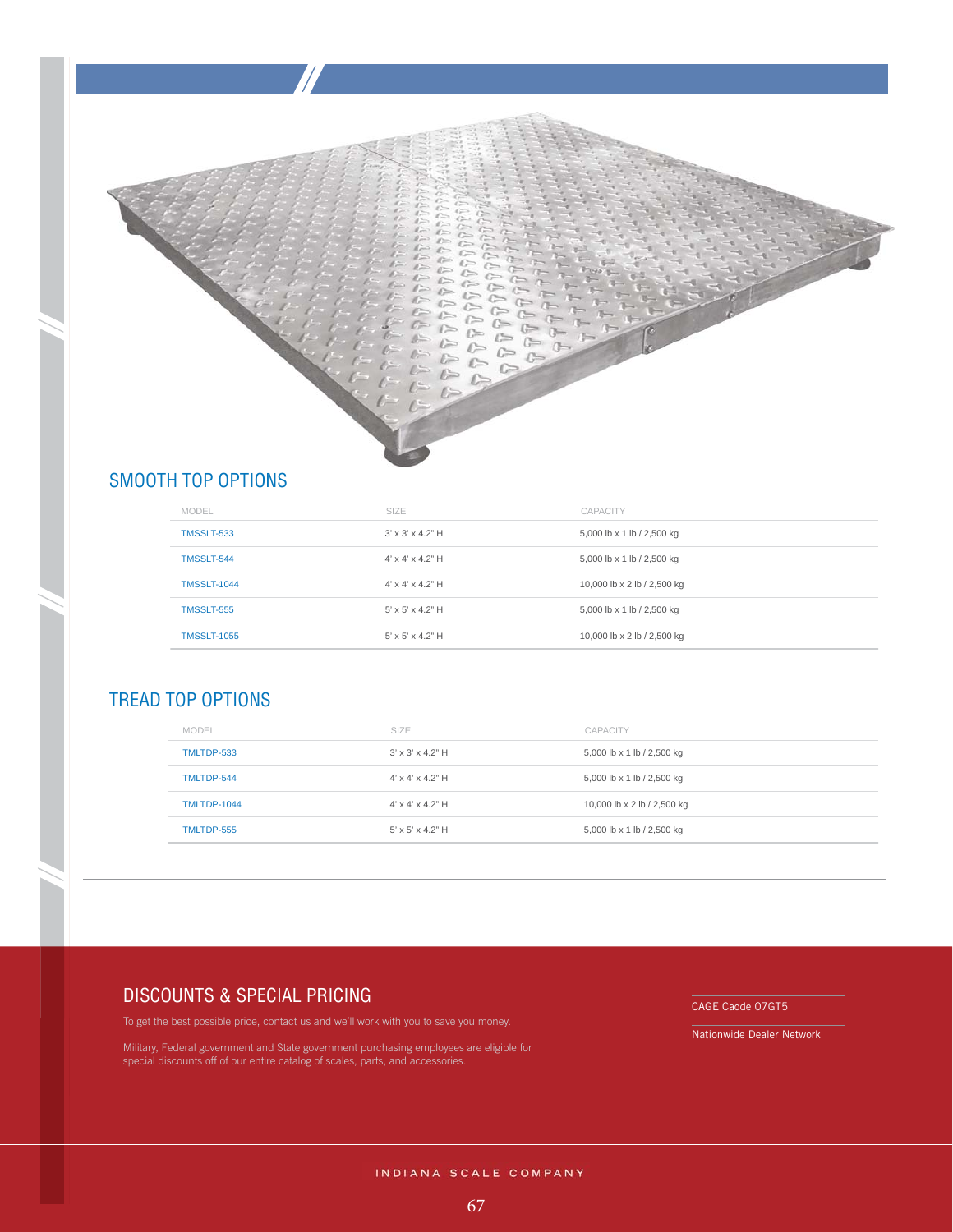## SMOOTH TOP OPTIONS

| MODEL | SIZE | CAPACITY |
|---|---|---|
| TMSSLT-533 | 3' x 3' x 4.2" H | 5,000 lb x 1 lb / 2,500 kg |
| TMSSLT-544 | 4' x 4' x 4.2" H | 5,000 lb x 1 lb / 2,500 kg |
| TMSSLT-1044 | 4' x 4' x 4.2" H | 10,000 lb x 2 lb / 2,500 kg |
| TMSSLT-555 | 5' x 5' x 4.2" H | 5,000 lb x 1 lb / 2,500 kg |
| TMSSLT-1055 | 5' x 5' x 4.2" H | 10,000 lb x 2 lb / 2,500 kg |

## TREAD TOP OPTIONS

| MODEL | SIZE | CAPACITY |
|---|---|---|
| TMLTDP-533 | 3' x 3' x 4.2" H | 5,000 lb x 1 lb / 2,500 kg |
| TMLTDP-544 | 4' x 4' x 4.2" H | 5,000 lb x 1 lb / 2,500 kg |
| TMLTDP-1044 | 4' x 4' x 4.2" H | 10,000 lb x 2 lb / 2,500 kg |
| TMLTDP-555 | 5' x 5' x 4.2" H | 5,000 lb x 1 lb / 2,500 kg |

## DISCOUNTS & SPECIAL PRICING

To get the best possible price, contact us and we'll work with you to save you money.

Military, Federal government and State government purchasing employees are eligible for special discounts off of our entire catalog of scales, parts, and accessories.

CAGE Caode 07GT5

Nationwide Dealer Network

INDIANA SCALE COMPANY